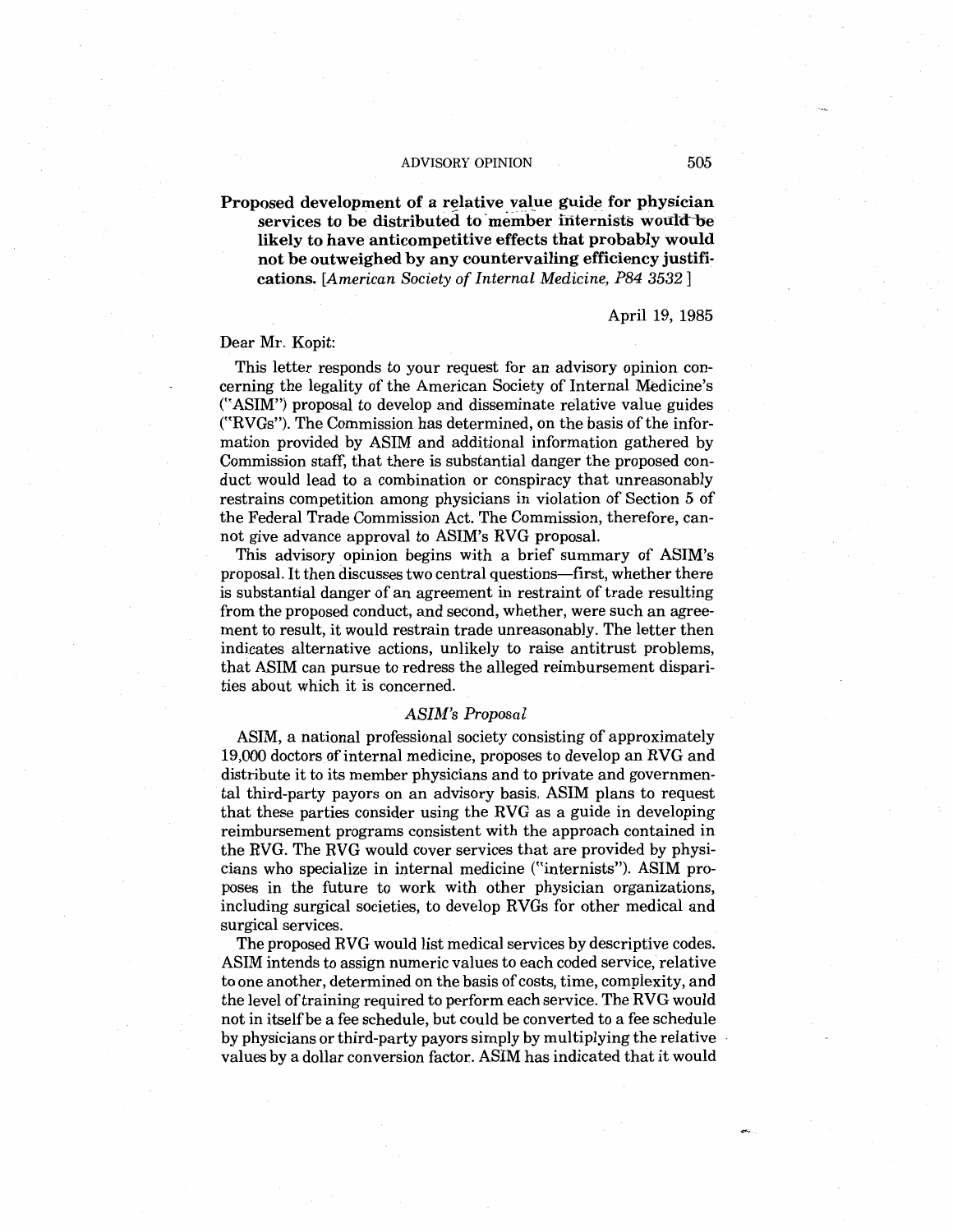**Proposed development of a relative value guide for physician services to be distributed to member internists would be likely to have anticompetitive effects that probably would not be outweighed by any countervailing efficiency justifications.** [*American Society of Internal Medicine, P84 3532*]

April 19, 1985

Dear Mr. Kopit:

This letter responds to your request for an advisory opinion concerning the legality of the American Society of Internal Medicine's ("ASIM") proposal to develop and disseminate relative value guides ("RVGs"). The Commission has determined, on the basis of the information provided by ASIM and additional information gathered by Commission staff, that there is substantial danger the proposed conduct would lead to a combination or conspiracy that unreasonably restrains competition among physicians in violation of Section 5 of the Federal Trade Commission Act. The Commission, therefore, cannot give advance approval to ASIM's RVG proposal.

This advisory opinion begins with a brief summary of ASIM's proposal. It then discusses two central questions—first, whether there is substantial danger of an agreement in restraint of trade resulting from the proposed conduct, and second, whether, were such an agreement to result, it would restrain trade unreasonably. The letter then indicates alternative actions, unlikely to raise antitrust problems, that ASIM can pursue to redress the alleged reimbursement disparities about which it is concerned.

## *ASIM's Proposal*

ASIM, a national professional society consisting of approximately 19,000 doctors of internal medicine, proposes to develop an RVG and distribute it to its member physicians and to private and governmental third-party payors on an advisory basis. ASIM plans to request that these parties consider using the RVG as a guide in developing reimbursement programs consistent with the approach contained in the RVG. The RVG would cover services that are provided by physicians who specialize in internal medicine ("internists"). ASIM proposes in the future to work with other physician organizations, including surgical societies, to develop RVGs for other medical and surgical services.

The proposed RVG would list medical services by descriptive codes. ASIM intends to assign numeric values to each coded service, relative to one another, determined on the basis of costs, time, complexity, and the level of training required to perform each service. The RVG would not in itself be a fee schedule, but could be converted to a fee schedule by physicians or third-party payors simply by multiplying the relative values by a dollar conversion factor. ASIM has indicated that it would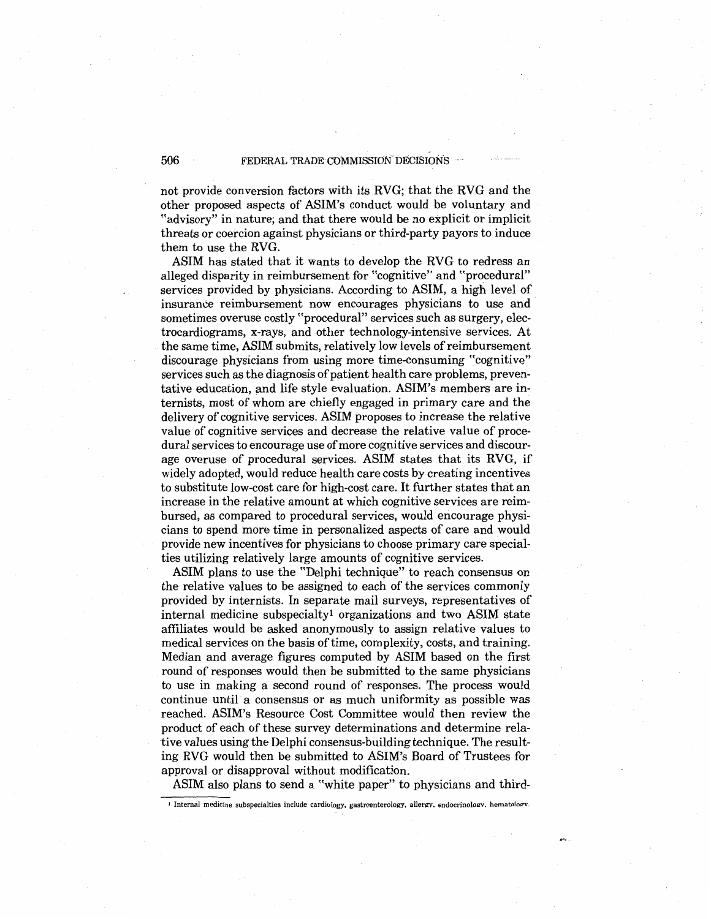not provide conversion factors with its RVG; that the RVG and the other proposed aspects of ASIM's conduct would be voluntary and "advisory" in nature; and that there would be no explicit or implicit threats or coercion against physicians or third-party payors to induce them to use the RVG.

ASIM has stated that it wants to develop the RVG to redress an alleged disparity in reimbursement for "cognitive" and "procedural" services provided by physicians. According to ASIM, a high level of insurance reimbursement now encourages physicians to use and sometimes overuse costly "procedural" services such as surgery, electrocardiograms, x-rays, and other technology-intensive services. At the same time, ASIM submits, relatively low levels of reimbursement discourage physicians from using more time-consuming "cognitive" services such as the diagnosis of patient health care problems, preventative education, and life style evaluation. ASIM's members are internists, most of whom are chiefly engaged in primary care and the delivery of cognitive services. ASIM proposes to increase the relative value of cognitive services and decrease the relative value of procedural services to encourage use of more cognitive services and discourage overuse of procedural services. ASIM states that its RVG, if widely adopted, would reduce health care costs by creating incentives to substitute low-cost care for high-cost care. It further states that an increase in the relative amount at which cognitive services are reimbursed, as compared to procedural services, would encourage physicians to spend more time in personalized aspects of care and would provide new incentives for physicians to choose primary care specialties utilizing relatively large amounts of cognitive services.

ASIM plans to use the "Delphi technique" to reach consensus on the relative values to be assigned to each of the services commonly provided by internists. In separate mail surveys, representatives of internal medicine subspecialty[1] organizations and two ASIM state affiliates would be asked anonymously to assign relative values to medical services on the basis of time, complexity, costs, and training. Median and average figures computed by ASIM based on the first round of responses would then be submitted to the same physicians to use in making a second round of responses. The process would continue until a consensus or as much uniformity as possible was reached. ASIM's Resource Cost Committee would then review the product of each of these survey determinations and determine relative values using the Delphi consensus-building technique. The resulting RVG would then be submitted to ASIM's Board of Trustees for approval or disapproval without modification.

ASIM also plans to send a "white paper" to physicians and third-

---

[1] Internal medicine subspecialties include cardiology, gastroenterology, allergy, endocrinology, hematology.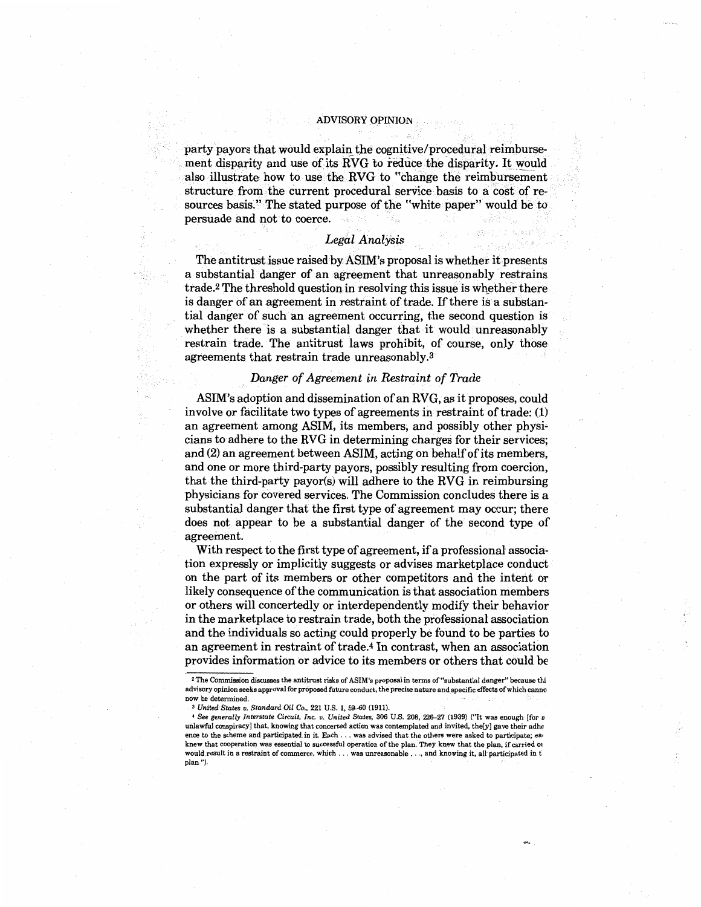party payors that would explain the cognitive/procedural reimbursement disparity and use of its RVG to reduce the disparity. It would also illustrate how to use the RVG to "change the reimbursement structure from the current procedural service basis to a cost of resources basis." The stated purpose of the "white paper" would be to persuade and not to coerce.

## *Legal Analysis*

The antitrust issue raised by ASIM's proposal is whether it presents a substantial danger of an agreement that unreasonably restrains trade.[2] The threshold question in resolving this issue is whether there is danger of an agreement in restraint of trade. If there is a substantial danger of such an agreement occurring, the second question is whether there is a substantial danger that it would unreasonably restrain trade. The antitrust laws prohibit, of course, only those agreements that restrain trade unreasonably.[3]

### *Danger of Agreement in Restraint of Trade*

ASIM's adoption and dissemination of an RVG, as it proposes, could involve or facilitate two types of agreements in restraint of trade: (1) an agreement among ASIM, its members, and possibly other physicians to adhere to the RVG in determining charges for their services; and (2) an agreement between ASIM, acting on behalf of its members, and one or more third-party payors, possibly resulting from coercion, that the third-party payor(s) will adhere to the RVG in reimbursing physicians for covered services. The Commission concludes there is a substantial danger that the first type of agreement may occur; there does not appear to be a substantial danger of the second type of agreement.

With respect to the first type of agreement, if a professional association expressly or implicitly suggests or advises marketplace conduct on the part of its members or other competitors and the intent or likely consequence of the communication is that association members or others will concertedly or interdependently modify their behavior in the marketplace to restrain trade, both the professional association and the individuals so acting could properly be found to be parties to an agreement in restraint of trade.[4] In contrast, when an association provides information or advice to its members or others that could be

---

[2] The Commission discusses the antitrust risks of ASIM's proposal in terms of "substantial danger" because thi advisory opinion seeks approval for proposed future conduct, the precise nature and specific effects of which canno now be determined.

[3] *United States v. Standard Oil Co.*, 221 U.S. 1, 59–60 (1911).

[4] *See generally Interstate Circuit, Inc. v. United States*, 306 U.S. 208, 226–27 (1939) ("It was enough [for a unlawful conspiracy] that, knowing that concerted action was contemplated and invited, the[y] gave their adhe ence to the scheme and participated in it. Each . . . was advised that the others were asked to participate; ea knew that cooperation was essential to successful operation of the plan. They knew that the plan, if carried o would result in a restraint of commerce, which . . . was unreasonable . . ., and knowing it, all participated in t plan.").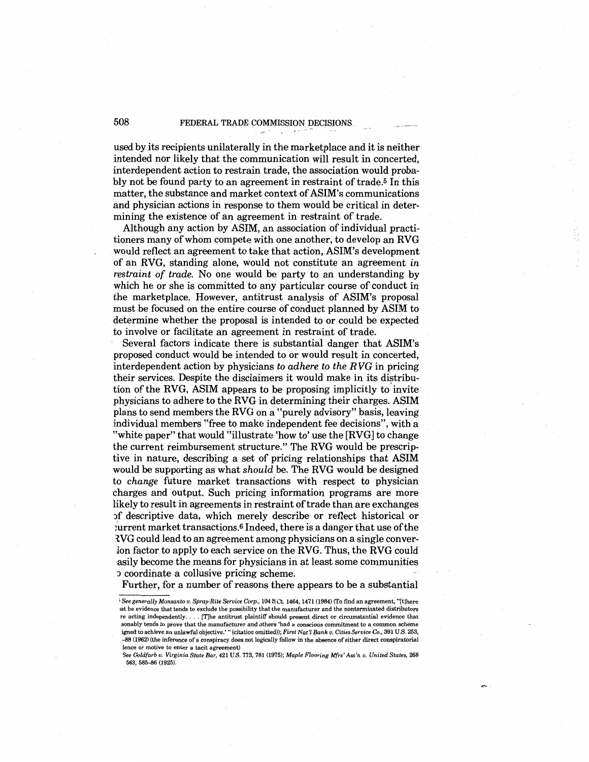used by its recipients unilaterally in the marketplace and it is neither intended nor likely that the communication will result in concerted, interdependent action to restrain trade, the association would probably not be found party to an agreement in restraint of trade.[5] In this matter, the substance and market context of ASIM's communications and physician actions in response to them would be critical in determining the existence of an agreement in restraint of trade.

Although any action by ASIM, an association of individual practitioners many of whom compete with one another, to develop an RVG would reflect an agreement to take that action, ASIM's development of an RVG, standing alone, would not constitute an agreement *in restraint of trade*. No one would be party to an understanding by which he or she is committed to any particular course of conduct in the marketplace. However, antitrust analysis of ASIM's proposal must be focused on the entire course of conduct planned by ASIM to determine whether the proposal is intended to or could be expected to involve or facilitate an agreement in restraint of trade.

Several factors indicate there is substantial danger that ASIM's proposed conduct would be intended to or would result in concerted, interdependent action by physicians *to adhere to the RVG* in pricing their services. Despite the disclaimers it would make in its distribution of the RVG, ASIM appears to be proposing implicitly to invite physicians to adhere to the RVG in determining their charges. ASIM plans to send members the RVG on a "purely advisory" basis, leaving individual members "free to make independent fee decisions", with a "white paper" that would "illustrate 'how to' use the [RVG] to change the current reimbursement structure." The RVG would be prescriptive in nature, describing a set of pricing relationships that ASIM would be supporting as what *should* be. The RVG would be designed to *change* future market transactions with respect to physician charges and output. Such pricing information programs are more likely to result in agreements in restraint of trade than are exchanges of descriptive data, which merely describe or reflect historical or current market transactions.[6] Indeed, there is a danger that use of the RVG could lead to an agreement among physicians on a single conversion factor to apply to each service on the RVG. Thus, the RVG could easily become the means for physicians in at least some communities to coordinate a collusive pricing scheme.

Further, for a number of reasons there appears to be a substantial

---

[5] *See generally Monsanto v. Spray-Rite Service Corp.*, 104 S.Ct. 1464, 1471 (1984) (To find an agreement, "[t]here must be evidence that tends to exclude the possibility that the manufacturer and the nonterminated distributors were acting independently. . . . [T]he antitrust plaintiff should present direct or circumstantial evidence that reasonably tends to prove that the manufacturer and others 'had a conscious commitment to a common scheme designed to achieve an unlawful objective.' " (citation omitted)); *First Nat'l Bank v. Cities Service Co.*, 391 U.S. 253, 287-88 (1962) (the inference of a conspiracy does not logically follow in the absence of either direct conspiratorial evidence or motive to enter a tacit agreement).

[6] *See Goldfarb v. Virginia State Bar*, 421 U.S. 773, 781 (1975); *Maple Flooring Mfrs' Ass'n v. United States*, 268 U.S. 563, 585-86 (1925).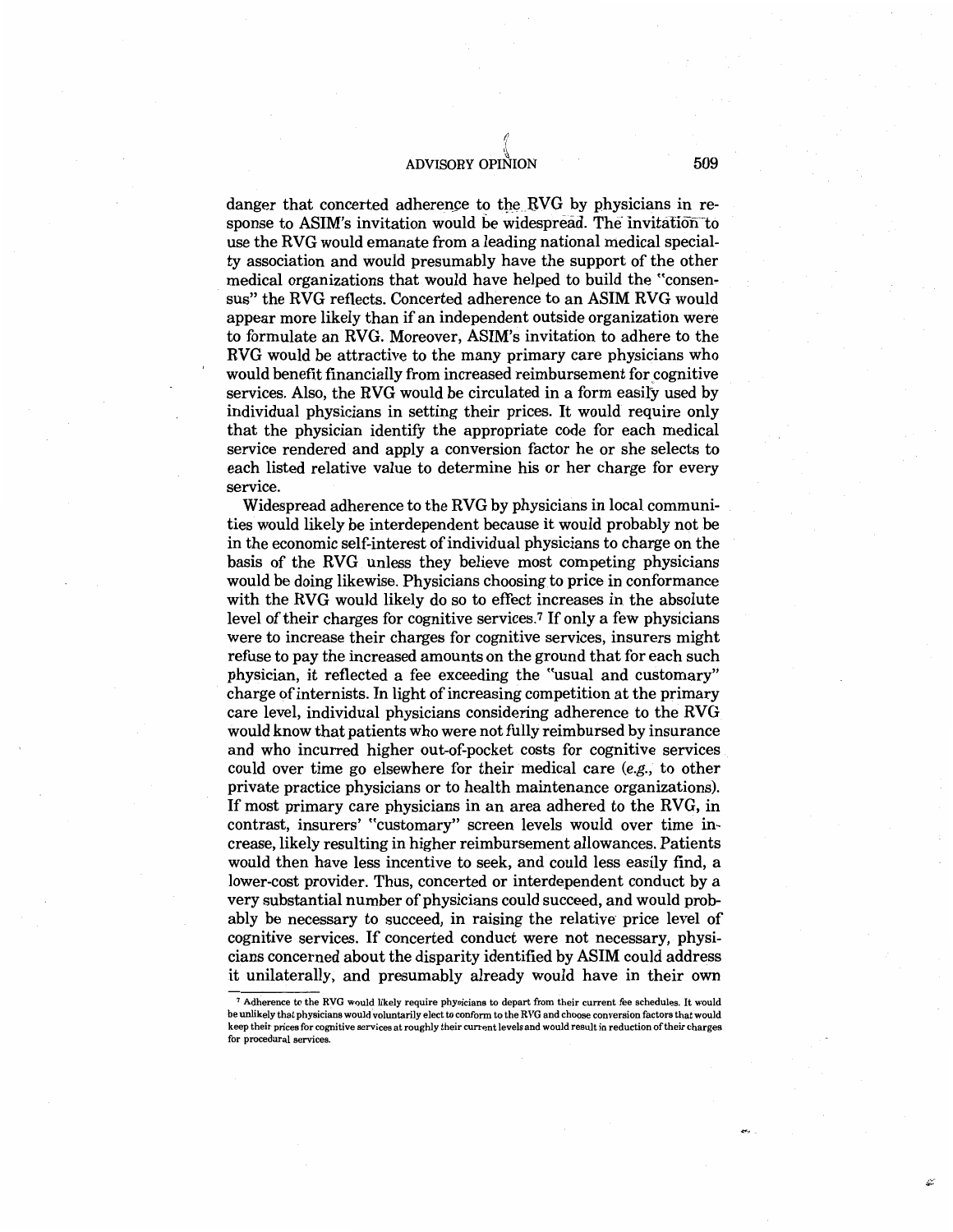danger that concerted adherence to the RVG by physicians in response to ASIM's invitation would be widespread. The invitation to use the RVG would emanate from a leading national medical specialty association and would presumably have the support of the other medical organizations that would have helped to build the "consensus" the RVG reflects. Concerted adherence to an ASIM RVG would appear more likely than if an independent outside organization were to formulate an RVG. Moreover, ASIM's invitation to adhere to the RVG would be attractive to the many primary care physicians who would benefit financially from increased reimbursement for cognitive services. Also, the RVG would be circulated in a form easily used by individual physicians in setting their prices. It would require only that the physician identify the appropriate code for each medical service rendered and apply a conversion factor he or she selects to each listed relative value to determine his or her charge for every service.

Widespread adherence to the RVG by physicians in local communities would likely be interdependent because it would probably not be in the economic self-interest of individual physicians to charge on the basis of the RVG unless they believe most competing physicians would be doing likewise. Physicians choosing to price in conformance with the RVG would likely do so to effect increases in the absolute level of their charges for cognitive services.[7] If only a few physicians were to increase their charges for cognitive services, insurers might refuse to pay the increased amounts on the ground that for each such physician, it reflected a fee exceeding the "usual and customary" charge of internists. In light of increasing competition at the primary care level, individual physicians considering adherence to the RVG would know that patients who were not fully reimbursed by insurance and who incurred higher out-of-pocket costs for cognitive services could over time go elsewhere for their medical care (*e.g.*, to other private practice physicians or to health maintenance organizations). If most primary care physicians in an area adhered to the RVG, in contrast, insurers' "customary" screen levels would over time increase, likely resulting in higher reimbursement allowances. Patients would then have less incentive to seek, and could less easily find, a lower-cost provider. Thus, concerted or interdependent conduct by a very substantial number of physicians could succeed, and would probably be necessary to succeed, in raising the relative price level of cognitive services. If concerted conduct were not necessary, physicians concerned about the disparity identified by ASIM could address it unilaterally, and presumably already would have in their own

[7] Adherence to the RVG would likely require physicians to depart from their current fee schedules. It would be unlikely that physicians would voluntarily elect to conform to the RVG and choose conversion factors that would keep their prices for cognitive services at roughly their current levels and would result in reduction of their charges for procedural services.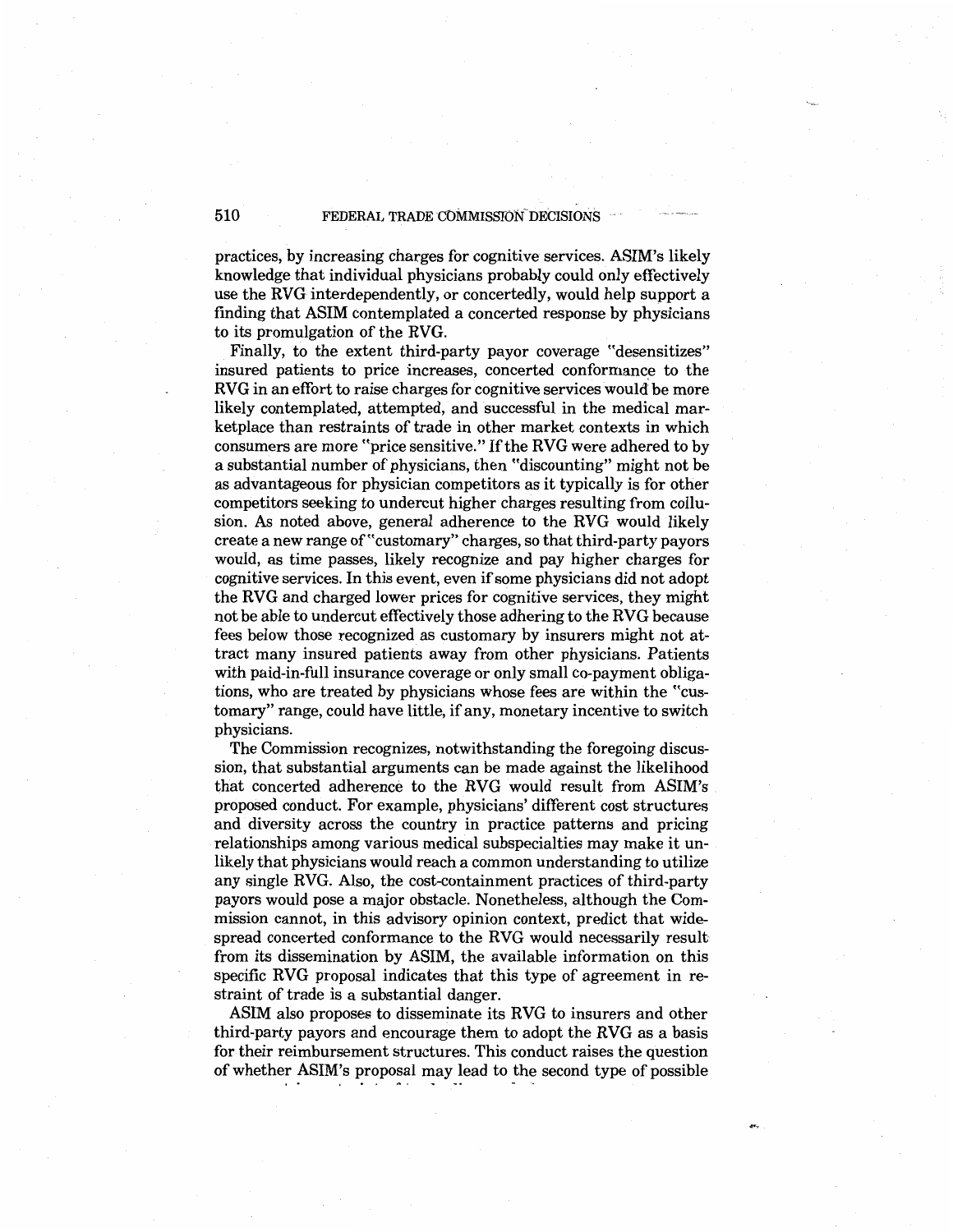practices, by increasing charges for cognitive services. ASIM's likely knowledge that individual physicians probably could only effectively use the RVG interdependently, or concertedly, would help support a finding that ASIM contemplated a concerted response by physicians to its promulgation of the RVG.

Finally, to the extent third-party payor coverage "desensitizes" insured patients to price increases, concerted conformance to the RVG in an effort to raise charges for cognitive services would be more likely contemplated, attempted, and successful in the medical marketplace than restraints of trade in other market contexts in which consumers are more "price sensitive." If the RVG were adhered to by a substantial number of physicians, then "discounting" might not be as advantageous for physician competitors as it typically is for other competitors seeking to undercut higher charges resulting from collusion. As noted above, general adherence to the RVG would likely create a new range of "customary" charges, so that third-party payors would, as time passes, likely recognize and pay higher charges for cognitive services. In this event, even if some physicians did not adopt the RVG and charged lower prices for cognitive services, they might not be able to undercut effectively those adhering to the RVG because fees below those recognized as customary by insurers might not attract many insured patients away from other physicians. Patients with paid-in-full insurance coverage or only small co-payment obligations, who are treated by physicians whose fees are within the "customary" range, could have little, if any, monetary incentive to switch physicians.

The Commission recognizes, notwithstanding the foregoing discussion, that substantial arguments can be made against the likelihood that concerted adherence to the RVG would result from ASIM's proposed conduct. For example, physicians' different cost structures and diversity across the country in practice patterns and pricing relationships among various medical subspecialties may make it unlikely that physicians would reach a common understanding to utilize any single RVG. Also, the cost-containment practices of third-party payors would pose a major obstacle. Nonetheless, although the Commission cannot, in this advisory opinion context, predict that widespread concerted conformance to the RVG would necessarily result from its dissemination by ASIM, the available information on this specific RVG proposal indicates that this type of agreement in restraint of trade is a substantial danger.

ASIM also proposes to disseminate its RVG to insurers and other third-party payors and encourage them to adopt the RVG as a basis for their reimbursement structures. This conduct raises the question of whether ASIM's proposal may lead to the second type of possible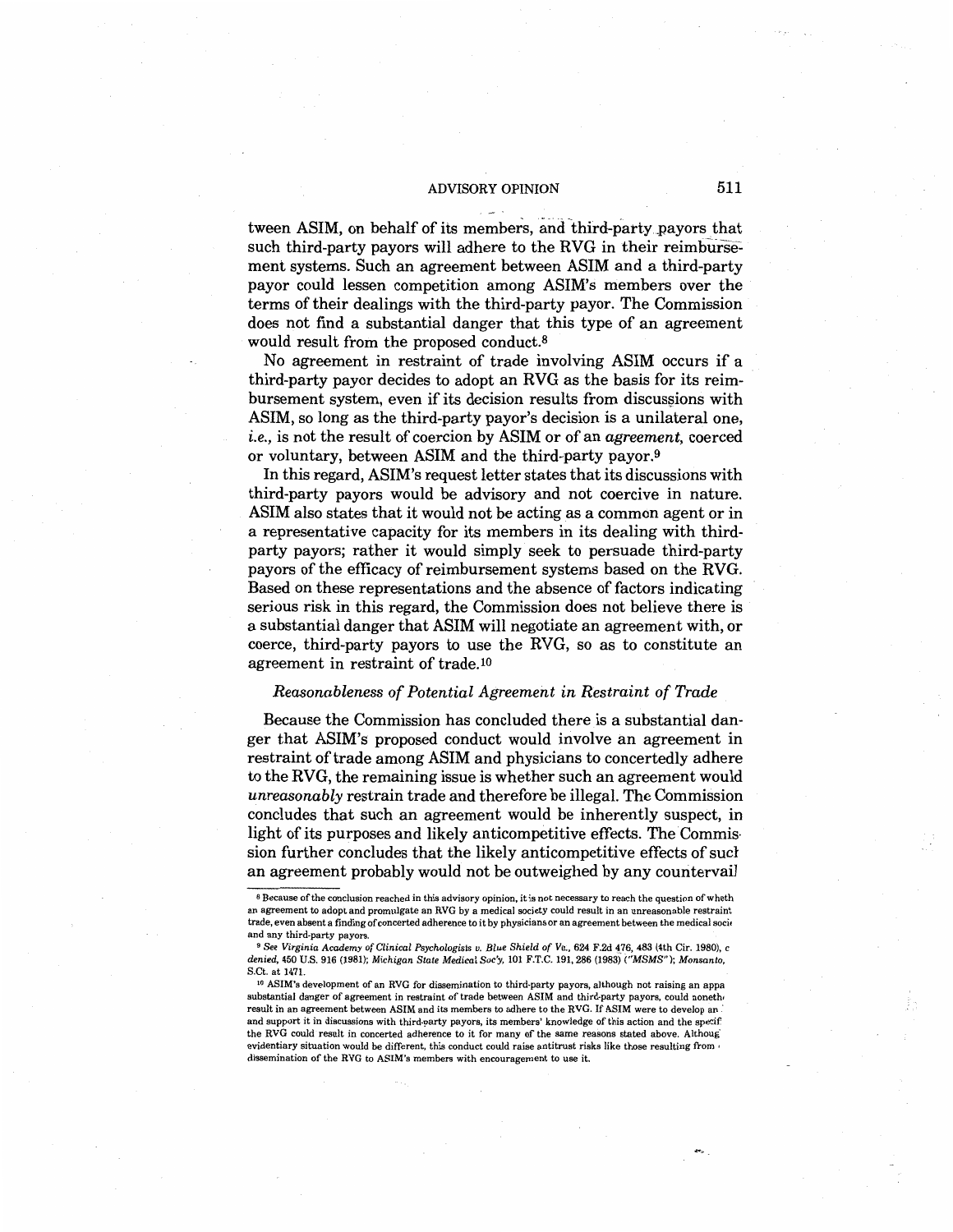tween ASIM, on behalf of its members, and third-party payors that such third-party payors will adhere to the RVG in their reimbursement systems. Such an agreement between ASIM and a third-party payor could lessen competition among ASIM's members over the terms of their dealings with the third-party payor. The Commission does not find a substantial danger that this type of an agreement would result from the proposed conduct.[8]

No agreement in restraint of trade involving ASIM occurs if a third-party payor decides to adopt an RVG as the basis for its reimbursement system, even if its decision results from discussions with ASIM, so long as the third-party payor's decision is a unilateral one, *i.e.*, is not the result of coercion by ASIM or of an *agreement*, coerced or voluntary, between ASIM and the third-party payor.[9]

In this regard, ASIM's request letter states that its discussions with third-party payors would be advisory and not coercive in nature. ASIM also states that it would not be acting as a common agent or in a representative capacity for its members in its dealing with third-party payors; rather it would simply seek to persuade third-party payors of the efficacy of reimbursement systems based on the RVG. Based on these representations and the absence of factors indicating serious risk in this regard, the Commission does not believe there is a substantial danger that ASIM will negotiate an agreement with, or coerce, third-party payors to use the RVG, so as to constitute an agreement in restraint of trade.[10]

### *Reasonableness of Potential Agreement in Restraint of Trade*

Because the Commission has concluded there is a substantial danger that ASIM's proposed conduct would involve an agreement in restraint of trade among ASIM and physicians to concertedly adhere to the RVG, the remaining issue is whether such an agreement would *unreasonably* restrain trade and therefore be illegal. The Commission concludes that such an agreement would be inherently suspect, in light of its purposes and likely anticompetitive effects. The Commission further concludes that the likely anticompetitive effects of such an agreement probably would not be outweighed by any countervail

---

[8] Because of the conclusion reached in this advisory opinion, it is not necessary to reach the question of wheth an agreement to adopt and promulgate an RVG by a medical society could result in an unreasonable restraint trade, even absent a finding of concerted adherence to it by physicians or an agreement between the medical soci and any third-party payors.

[9] *See Virginia Academy of Clinical Psychologists v. Blue Shield of Va.*, 624 F.2d 476, 483 (4th Cir. 1980), c *denied*, 450 U.S. 916 (1981); *Michigan State Medical Soc'y*, 101 F.T.C. 191, 286 (1983) ("*MSMS*"); *Monsanto*, S.Ct. at 1471.

[10] ASIM's development of an RVG for dissemination to third-party payors, although not raising an appa substantial danger of agreement in restraint of trade between ASIM and third-party payors, could noneth result in an agreement between ASIM and its members to adhere to the RVG. If ASIM were to develop an and support it in discussions with third-party payors, its members' knowledge of this action and the specif the RVG could result in concerted adherence to it for many of the same reasons stated above. Althoug evidentiary situation would be different, this conduct could raise antitrust risks like those resulting from dissemination of the RVG to ASIM's members with encouragement to use it.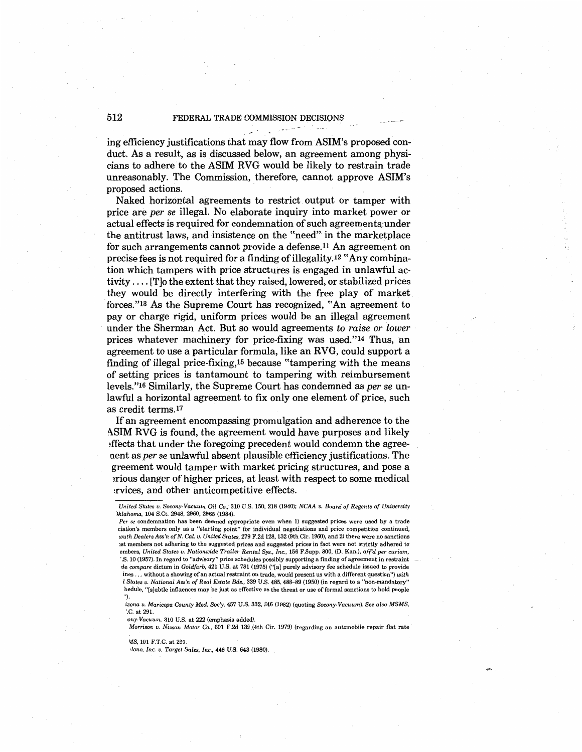ing efficiency justifications that may flow from ASIM's proposed conduct. As a result, as is discussed below, an agreement among physicians to adhere to the ASIM RVG would be likely to restrain trade unreasonably. The Commission, therefore, cannot approve ASIM's proposed actions.

Naked horizontal agreements to restrict output or tamper with price are *per se* illegal. No elaborate inquiry into market power or actual effects is required for condemnation of such agreements under the antitrust laws, and insistence on the "need" in the marketplace for such arrangements cannot provide a defense.[11] An agreement on precise fees is not required for a finding of illegality.[12] "Any combination which tampers with price structures is engaged in unlawful activity .... [T]o the extent that they raised, lowered, or stabilized prices they would be directly interfering with the free play of market forces."[13] As the Supreme Court has recognized, "An agreement to pay or charge rigid, uniform prices would be an illegal agreement under the Sherman Act. But so would agreements *to raise or lower* prices whatever machinery for price-fixing was used."[14] Thus, an agreement to use a particular formula, like an RVG, could support a finding of illegal price-fixing,[15] because "tampering with the means of setting prices is tantamount to tampering with reimbursement levels."[16] Similarly, the Supreme Court has condemned as *per se* unlawful a horizontal agreement to fix only one element of price, such as credit terms.[17]

If an agreement encompassing promulgation and adherence to the ASIM RVG is found, the agreement would have purposes and likely effects that under the foregoing precedent would condemn the agreement as *per se* unlawful absent plausible efficiency justifications. The agreement would tamper with market pricing structures, and pose a serious danger of higher prices, at least with respect to some medical services, and other anticompetitive effects.

---

*United States v. Socony-Vacuum Oil Co.*, 310 U.S. 150, 218 (1940); *NCAA v. Board of Regents of University ...klahoma*, 104 S.Ct. 2948, 2960, 2965 (1984).

*Per se* condemnation has been deemed appropriate even when 1) suggested prices were used by a trade ...ciation's members only as a "starting point" for individual negotiations and price competition continued, ...outh Dealers Ass'n of N. Cal. v. United States*, 279 F.2d 128, 132 (9th Cir. 1960), and 2) there were no sanctions ...nst members not adhering to the suggested prices and suggested prices in fact were not strictly adhered to ...embers, *United States v. Nationwide Trailer Rental Sys., Inc.*, 156 F.Supp. 800, (D. Kan.), *aff'd per curiam*, ...S. 10 (1957). In regard to "advisory" price schedules possibly supporting a finding of agreement in restraint ...de *compare* dictum in *Goldfarb*, 421 U.S. at 781 (1975) ("[a] purely advisory fee schedule issued to provide ...ines ... without a showing of an actual restraint on trade, would present us with a different question") *with ...l States v. National Ass'n of Real Estate Bds.*, 339 U.S. 485, 488–89 (1950) (in regard to a "non-mandatory" ...hedule, "[s]ubtle influences may be just as effective as the threat or use of formal sanctions to hold people ...").

...*izona v. Maricopa County Med. Soc'y*, 457 U.S. 332, 346 (1982) (quoting *Socony-Vacuum*). *See also MSMS*, ...C. at 291.

...*ony-Vacuum*, 310 U.S. at 222 (emphasis added).

*Morrison v. Nissan Motor Co.*, 601 F.2d 139 (4th Cir. 1979) (regarding an automobile repair flat rate

...*MS*, 101 F.T.C. at 291.

...*tlano, Inc. v. Target Sales, Inc.*, 446 U.S. 643 (1980).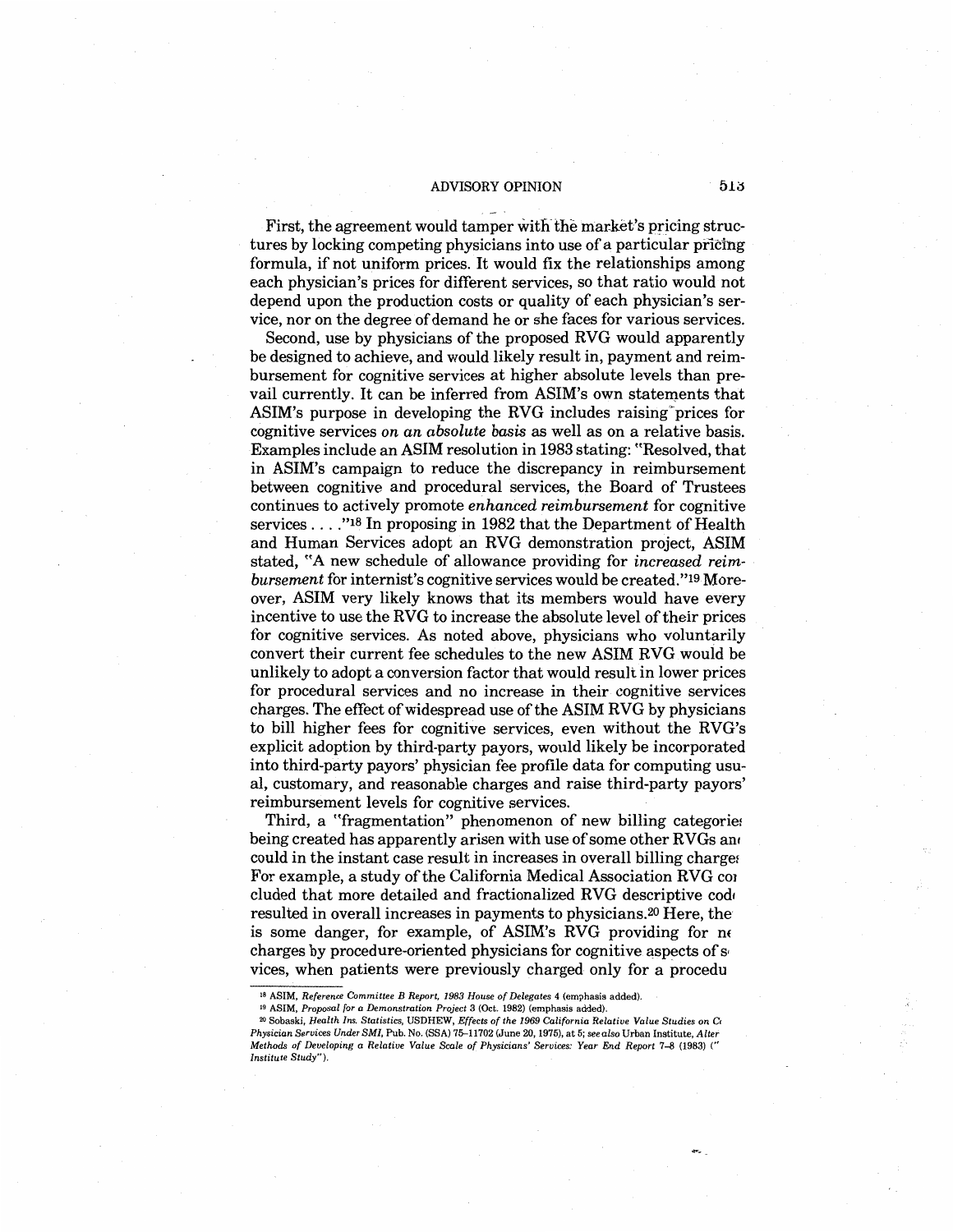First, the agreement would tamper with the market's pricing structures by locking competing physicians into use of a particular pricing formula, if not uniform prices. It would fix the relationships among each physician's prices for different services, so that ratio would not depend upon the production costs or quality of each physician's service, nor on the degree of demand he or she faces for various services.

Second, use by physicians of the proposed RVG would apparently be designed to achieve, and would likely result in, payment and reimbursement for cognitive services at higher absolute levels than prevail currently. It can be inferred from ASIM's own statements that ASIM's purpose in developing the RVG includes raising prices for cognitive services *on an absolute basis* as well as on a relative basis. Examples include an ASIM resolution in 1983 stating: "Resolved, that in ASIM's campaign to reduce the discrepancy in reimbursement between cognitive and procedural services, the Board of Trustees continues to actively promote *enhanced reimbursement* for cognitive services . . . ."[18] In proposing in 1982 that the Department of Health and Human Services adopt an RVG demonstration project, ASIM stated, "A new schedule of allowance providing for *increased reimbursement* for internist's cognitive services would be created."[19] Moreover, ASIM very likely knows that its members would have every incentive to use the RVG to increase the absolute level of their prices for cognitive services. As noted above, physicians who voluntarily convert their current fee schedules to the new ASIM RVG would be unlikely to adopt a conversion factor that would result in lower prices for procedural services and no increase in their cognitive services charges. The effect of widespread use of the ASIM RVG by physicians to bill higher fees for cognitive services, even without the RVG's explicit adoption by third-party payors, would likely be incorporated into third-party payors' physician fee profile data for computing usual, customary, and reasonable charges and raise third-party payors' reimbursement levels for cognitive services.

Third, a "fragmentation" phenomenon of new billing categorie[s] being created has apparently arisen with use of some other RVGs an[d] could in the instant case result in increases in overall billing charge[s]. For example, a study of the California Medical Association RVG co[n]cluded that more detailed and fractionalized RVG descriptive cod[es] resulted in overall increases in payments to physicians.[20] Here, the[re] is some danger, for example, of ASIM's RVG providing for ne[w] charges by procedure-oriented physicians for cognitive aspects of s[er]vices, when patients were previously charged only for a procedu[re]

---

[18] ASIM, *Reference Committee B Report, 1983 House of Delegates* 4 (emphasis added).

[19] ASIM, *Proposal for a Demonstration Project* 3 (Oct. 1982) (emphasis added).

[20] Sobaski, *Health Ins. Statistics*, USDHEW, *Effects of the 1969 California Relative Value Studies on C[osts of] Physician Services Under SMI*, Pub. No. (SSA) 75–11702 (June 20, 1975), at 5; *see also* Urban Institute, *Alter[native] Methods of Developing a Relative Value Scale of Physicians' Services: Year End Report* 7–8 (1983) ("[Urban] Institute Study").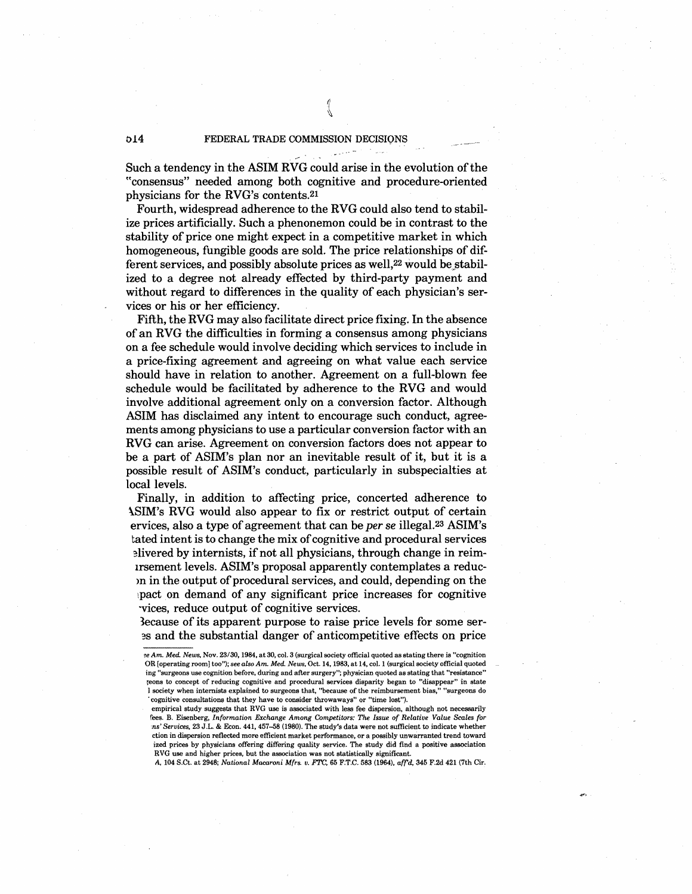Such a tendency in the ASIM RVG could arise in the evolution of the "consensus" needed among both cognitive and procedure-oriented physicians for the RVG's contents.[21]

Fourth, widespread adherence to the RVG could also tend to stabilize prices artificially. Such a phenomenon could be in contrast to the stability of price one might expect in a competitive market in which homogeneous, fungible goods are sold. The price relationships of different services, and possibly absolute prices as well,[22] would be stabilized to a degree not already effected by third-party payment and without regard to differences in the quality of each physician's services or his or her efficiency.

Fifth, the RVG may also facilitate direct price fixing. In the absence of an RVG the difficulties in forming a consensus among physicians on a fee schedule would involve deciding which services to include in a price-fixing agreement and agreeing on what value each service should have in relation to another. Agreement on a full-blown fee schedule would be facilitated by adherence to the RVG and would involve additional agreement only on a conversion factor. Although ASIM has disclaimed any intent to encourage such conduct, agreements among physicians to use a particular conversion factor with an RVG can arise. Agreement on conversion factors does not appear to be a part of ASIM's plan nor an inevitable result of it, but it is a possible result of ASIM's conduct, particularly in subspecialties at local levels.

Finally, in addition to affecting price, concerted adherence to ASIM's RVG would also appear to fix or restrict output of certain ervices, also a type of agreement that can be *per se* illegal.[23] ASIM's tated intent is to change the mix of cognitive and procedural services elivered by internists, if not all physicians, through change in reimursement levels. ASIM's proposal apparently contemplates a reducon in the output of procedural services, and could, depending on the pact on demand of any significant price increases for cognitive vices, reduce output of cognitive services.

Because of its apparent purpose to raise price levels for some seres and the substantial danger of anticompetitive effects on price

---

e *Am. Med. News*, Nov. 23/30, 1984, at 30, col. 3 (surgical society official quoted as stating there is "cognition OR [operating room] too"); *see also Am. Med. News*, Oct. 14, 1983, at 14, col. 1 (surgical society official quoted ing "surgeons use cognition before, during and after surgery"; physician quoted as stating that "resistance" geons to concept of reducing cognitive and procedural services disparity began to "disappear" in state l society when internists explained to surgeons that, "because of the reimbursement bias," "surgeons do cognitive consultations that they have to consider throwaways" or "time lost").

empirical study suggests that RVG use is associated with less fee dispersion, although not necessarily fees. B. Eisenberg, *Information Exchange Among Competitors: The Issue of Relative Value Scales for ns' Services*, 23 J.L. & Econ. 441, 457–58 (1980). The study's data were not sufficient to indicate whether ction in dispersion reflected more efficient market performance, or a possibly unwarranted trend toward ized prices by physicians offering differing quality service. The study did find a positive association RVG use and higher prices, but the association was not statistically significant.

A, 104 S.Ct. at 2948; *National Macaroni Mfrs. v. FTC*, 65 F.T.C. 583 (1964), *aff'd*, 345 F.2d 421 (7th Cir.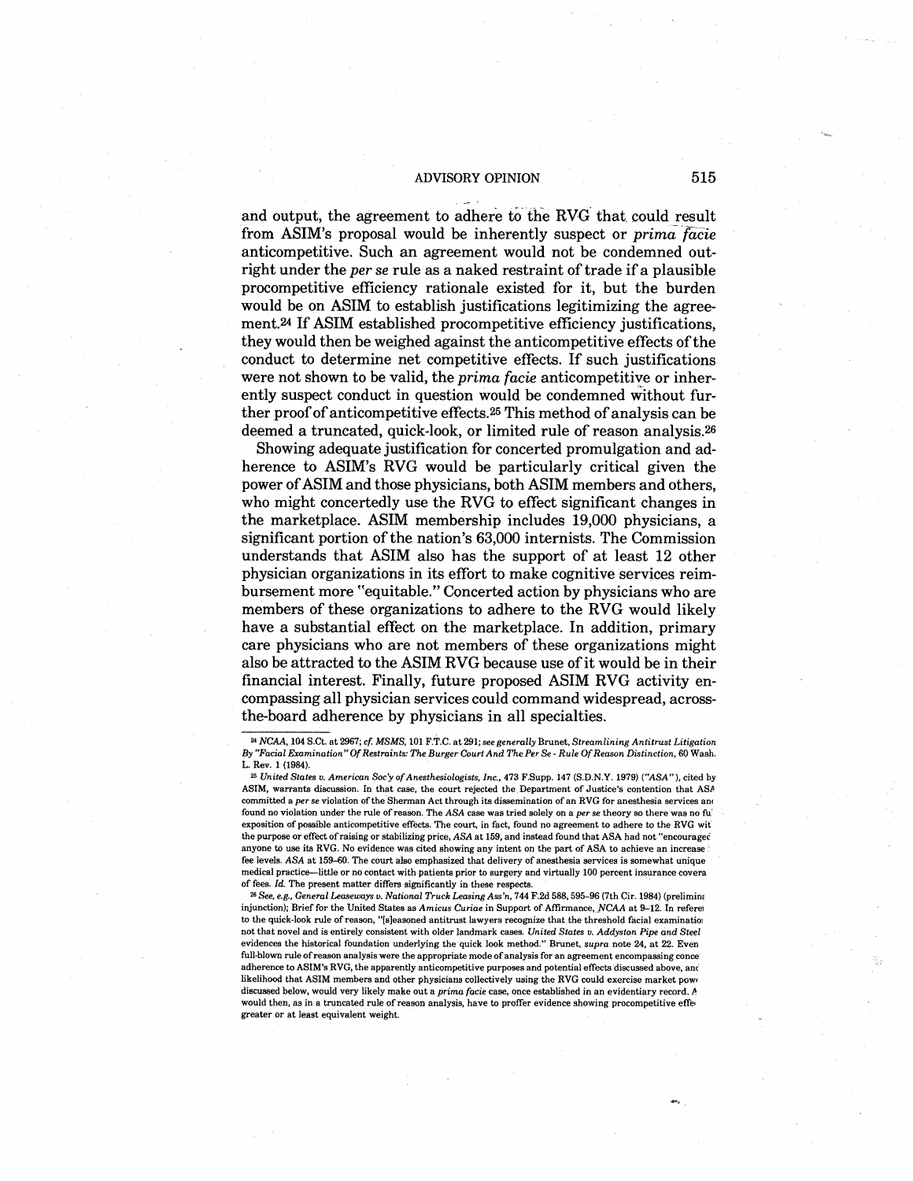and output, the agreement to adhere to the RVG that could result from ASIM's proposal would be inherently suspect or *prima facie* anticompetitive. Such an agreement would not be condemned outright under the *per se* rule as a naked restraint of trade if a plausible procompetitive efficiency rationale existed for it, but the burden would be on ASIM to establish justifications legitimizing the agreement.[24] If ASIM established procompetitive efficiency justifications, they would then be weighed against the anticompetitive effects of the conduct to determine net competitive effects. If such justifications were not shown to be valid, the *prima facie* anticompetitive or inherently suspect conduct in question would be condemned without further proof of anticompetitive effects.[25] This method of analysis can be deemed a truncated, quick-look, or limited rule of reason analysis.[26]

Showing adequate justification for concerted promulgation and adherence to ASIM's RVG would be particularly critical given the power of ASIM and those physicians, both ASIM members and others, who might concertedly use the RVG to effect significant changes in the marketplace. ASIM membership includes 19,000 physicians, a significant portion of the nation's 63,000 internists. The Commission understands that ASIM also has the support of at least 12 other physician organizations in its effort to make cognitive services reimbursement more "equitable." Concerted action by physicians who are members of these organizations to adhere to the RVG would likely have a substantial effect on the marketplace. In addition, primary care physicians who are not members of these organizations might also be attracted to the ASIM RVG because use of it would be in their financial interest. Finally, future proposed ASIM RVG activity encompassing all physician services could command widespread, across-the-board adherence by physicians in all specialties.

---

[24] *NCAA*, 104 S.Ct. at 2967; *cf. MSMS*, 101 F.T.C. at 291; *see generally* Brunet, *Streamlining Antitrust Litigation By "Facial Examination" Of Restraints: The Burger Court And The Per Se - Rule Of Reason Distinction*, 60 Wash. L. Rev. 1 (1984).

[25] *United States v. American Soc'y of Anesthesiologists, Inc.*, 473 F.Supp. 147 (S.D.N.Y. 1979) ("*ASA*"), cited by ASIM, warrants discussion. In that case, the court rejected the Department of Justice's contention that ASA committed a *per se* violation of the Sherman Act through its dissemination of an RVG for anesthesia services and found no violation under the rule of reason. The *ASA* case was tried solely on a *per se* theory so there was no full exposition of possible anticompetitive effects. The court, in fact, found no agreement to adhere to the RVG with the purpose or effect of raising or stabilizing price, *ASA* at 159, and instead found that ASA had not "encouraged anyone to use its RVG. No evidence was cited showing any intent on the part of ASA to achieve an increase in fee levels. *ASA* at 159–60. The court also emphasized that delivery of anesthesia services is somewhat unique in medical practice—little or no contact with patients prior to surgery and virtually 100 percent insurance coverage of fees. *Id.* The present matter differs significantly in these respects.

[26] *See, e.g., General Leaseways v. National Truck Leasing Ass'n*, 744 F.2d 588, 595–96 (7th Cir. 1984) (preliminary injunction); Brief for the United States as *Amicus Curiae* in Support of Affirmance, *NCAA* at 9–12. In reference to the quick-look rule of reason, "[s]easoned antitrust lawyers recognize that the threshold facial examination is not that novel and is entirely consistent with older landmark cases. *United States v. Addyston Pipe and Steel* evidences the historical foundation underlying the quick look method." Brunet, *supra* note 24, at 22. Even if full-blown rule of reason analysis were the appropriate mode of analysis for an agreement encompassing concerted adherence to ASIM's RVG, the apparently anticompetitive purposes and potential effects discussed above, and the likelihood that ASIM members and other physicians collectively using the RVG could exercise market power, discussed below, would very likely make out a *prima facie* case, once established in an evidentiary record. ASIM would then, as in a truncated rule of reason analysis, have to proffer evidence showing procompetitive effects of greater or at least equivalent weight.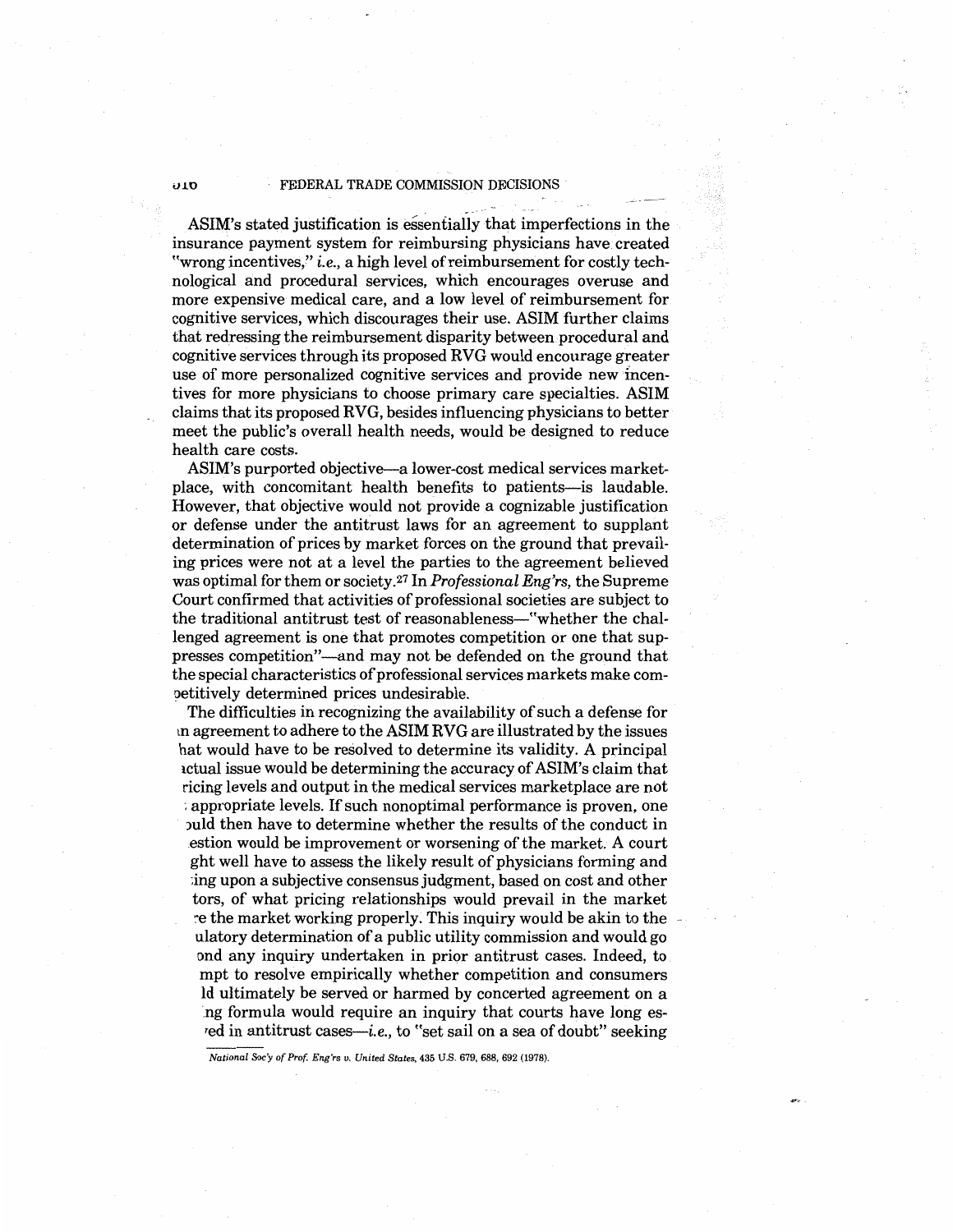ASIM's stated justification is essentially that imperfections in the insurance payment system for reimbursing physicians have created "wrong incentives," *i.e.*, a high level of reimbursement for costly technological and procedural services, which encourages overuse and more expensive medical care, and a low level of reimbursement for cognitive services, which discourages their use. ASIM further claims that redressing the reimbursement disparity between procedural and cognitive services through its proposed RVG would encourage greater use of more personalized cognitive services and provide new incentives for more physicians to choose primary care specialties. ASIM claims that its proposed RVG, besides influencing physicians to better meet the public's overall health needs, would be designed to reduce health care costs.

ASIM's purported objective—a lower-cost medical services marketplace, with concomitant health benefits to patients—is laudable. However, that objective would not provide a cognizable justification or defense under the antitrust laws for an agreement to supplant determination of prices by market forces on the ground that prevailing prices were not at a level the parties to the agreement believed was optimal for them or society.[27] In *Professional Eng'rs*, the Supreme Court confirmed that activities of professional societies are subject to the traditional antitrust test of reasonableness—"whether the challenged agreement is one that promotes competition or one that suppresses competition"—and may not be defended on the ground that the special characteristics of professional services markets make competitively determined prices undesirable.

The difficulties in recognizing the availability of such a defense for an agreement to adhere to the ASIM RVG are illustrated by the issues that would have to be resolved to determine its validity. A principal factual issue would be determining the accuracy of ASIM's claim that pricing levels and output in the medical services marketplace are not at appropriate levels. If such nonoptimal performance is proven, one would then have to determine whether the results of the conduct in question would be improvement or worsening of the market. A court might well have to assess the likely result of physicians forming and acting upon a subjective consensus judgment, based on cost and other factors, of what pricing relationships would prevail in the market were the market working properly. This inquiry would be akin to the regulatory determination of a public utility commission and would go beyond any inquiry undertaken in prior antitrust cases. Indeed, to attempt to resolve empirically whether competition and consumers would ultimately be served or harmed by concerted agreement on a pricing formula would require an inquiry that courts have long eschewed in antitrust cases—*i.e.*, to "set sail on a sea of doubt" seeking

[27] *National Soc'y of Prof. Eng'rs v. United States*, 435 U.S. 679, 688, 692 (1978).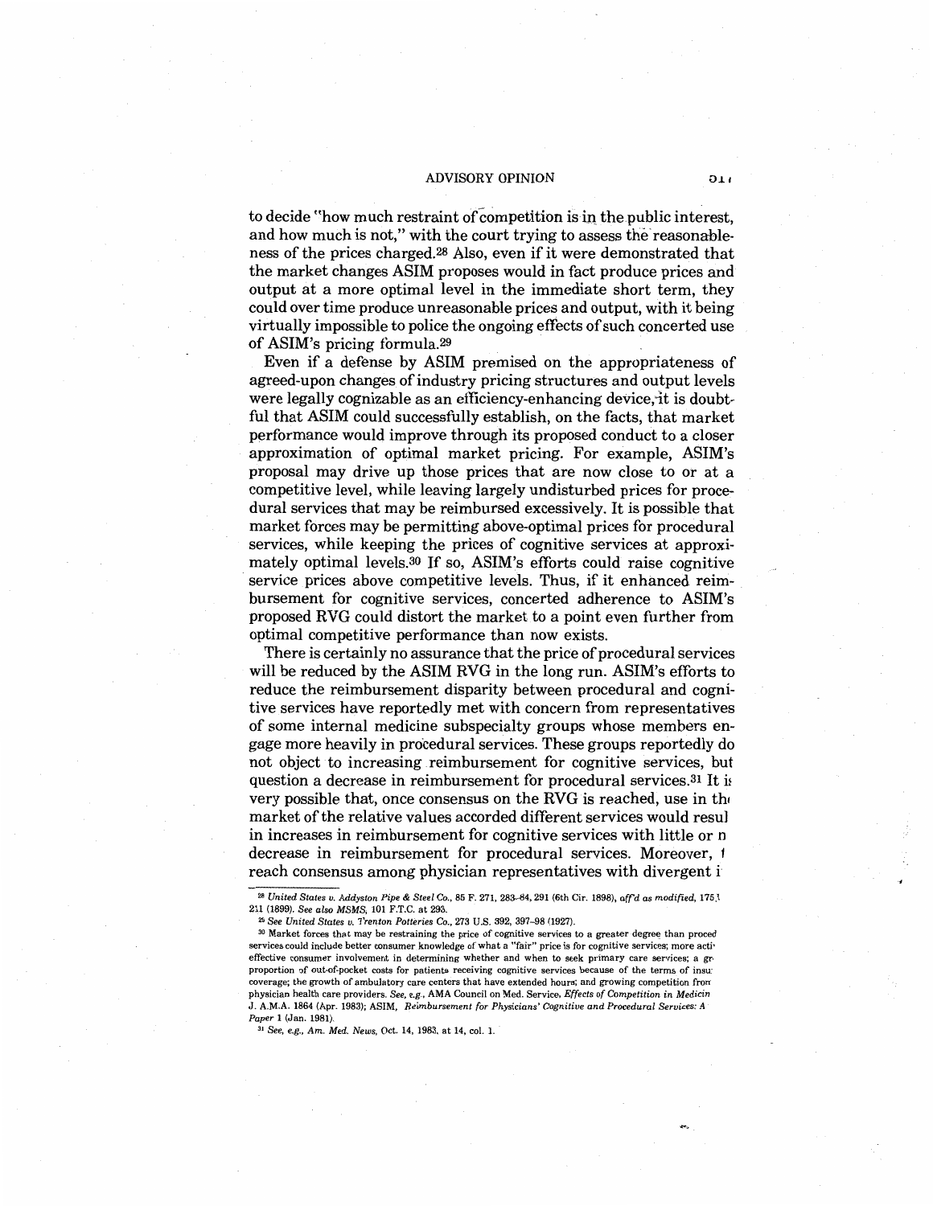to decide "how much restraint of competition is in the public interest, and how much is not," with the court trying to assess the reasonableness of the prices charged.[28] Also, even if it were demonstrated that the market changes ASIM proposes would in fact produce prices and output at a more optimal level in the immediate short term, they could over time produce unreasonable prices and output, with it being virtually impossible to police the ongoing effects of such concerted use of ASIM's pricing formula.[29]

Even if a defense by ASIM premised on the appropriateness of agreed-upon changes of industry pricing structures and output levels were legally cognizable as an efficiency-enhancing device, it is doubtful that ASIM could successfully establish, on the facts, that market performance would improve through its proposed conduct to a closer approximation of optimal market pricing. For example, ASIM's proposal may drive up those prices that are now close to or at a competitive level, while leaving largely undisturbed prices for procedural services that may be reimbursed excessively. It is possible that market forces may be permitting above-optimal prices for procedural services, while keeping the prices of cognitive services at approximately optimal levels.[30] If so, ASIM's efforts could raise cognitive service prices above competitive levels. Thus, if it enhanced reimbursement for cognitive services, concerted adherence to ASIM's proposed RVG could distort the market to a point even further from optimal competitive performance than now exists.

There is certainly no assurance that the price of procedural services will be reduced by the ASIM RVG in the long run. ASIM's efforts to reduce the reimbursement disparity between procedural and cognitive services have reportedly met with concern from representatives of some internal medicine subspecialty groups whose members engage more heavily in procedural services. These groups reportedly do not object to increasing reimbursement for cognitive services, but question a decrease in reimbursement for procedural services.[31] It is very possible that, once consensus on the RVG is reached, use in the market of the relative values accorded different services would result in increases in reimbursement for cognitive services with little or no decrease in reimbursement for procedural services. Moreover, to reach consensus among physician representatives with divergent i

---

[28] *United States v. Addyston Pipe & Steel Co.*, 85 F. 271, 283–84, 291 (6th Cir. 1898), *aff'd as modified*, 175 U.S. 211 (1899). *See also MSMS*, 101 F.T.C. at 293.

[29] *See United States v. Trenton Potteries Co.*, 273 U.S. 392, 397–98 (1927).

[30] Market forces that may be restraining the price of cognitive services to a greater degree than procedural services could include better consumer knowledge of what a "fair" price is for cognitive services; more active effective consumer involvement in determining whether and when to seek primary care services; a greater proportion of out-of-pocket costs for patients receiving cognitive services because of the terms of insurance coverage; the growth of ambulatory care centers that have extended hours; and growing competition from physician health care providers. *See, e.g.*, AMA Council on Med. Service, *Effects of Competition in Medicine*, J. A.M.A. 1864 (Apr. 1983); ASIM, *Reimbursement for Physicians' Cognitive and Procedural Services: A Paper* 1 (Jan. 1981).

[31] *See, e.g., Am. Med. News*, Oct. 14, 1983, at 14, col. 1.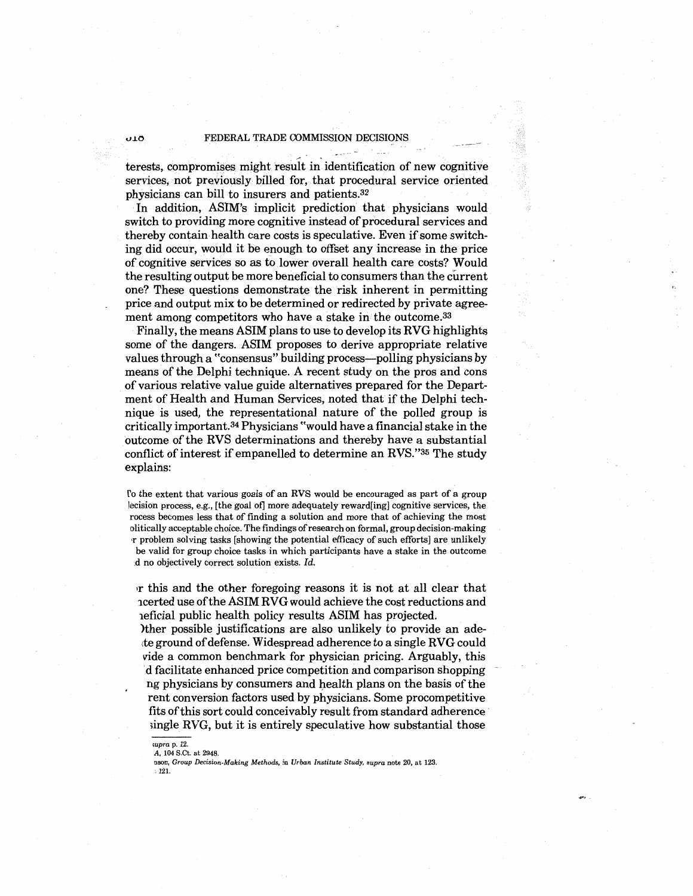terests, compromises might result in identification of new cognitive services, not previously billed for, that procedural service oriented physicians can bill to insurers and patients.[32]

In addition, ASIM's implicit prediction that physicians would switch to providing more cognitive instead of procedural services and thereby contain health care costs is speculative. Even if some switching did occur, would it be enough to offset any increase in the price of cognitive services so as to lower overall health care costs? Would the resulting output be more beneficial to consumers than the current one? These questions demonstrate the risk inherent in permitting price and output mix to be determined or redirected by private agreement among competitors who have a stake in the outcome.[33]

Finally, the means ASIM plans to use to develop its RVG highlights some of the dangers. ASIM proposes to derive appropriate relative values through a "consensus" building process—polling physicians by means of the Delphi technique. A recent study on the pros and cons of various relative value guide alternatives prepared for the Department of Health and Human Services, noted that if the Delphi technique is used, the representational nature of the polled group is critically important.[34] Physicians "would have a financial stake in the outcome of the RVS determinations and thereby have a substantial conflict of interest if empanelled to determine an RVS."[35] The study explains:

> To the extent that various goals of an RVS would be encouraged as part of a group decision process, e.g., [the goal of] more adequately reward[ing] cognitive services, the process becomes less that of finding a solution and more that of achieving the most politically acceptable choice. The findings of research on formal, group decision-making or problem solving tasks [showing the potential efficacy of such efforts] are unlikely to be valid for group choice tasks in which participants have a stake in the outcome and no objectively correct solution exists. *Id.*

For this and the other foregoing reasons it is not at all clear that concerted use of the ASIM RVG would achieve the cost reductions and beneficial public health policy results ASIM has projected.

Other possible justifications are also unlikely to provide an adequate ground of defense. Widespread adherence to a single RVG could provide a common benchmark for physician pricing. Arguably, this could facilitate enhanced price competition and comparison shopping among physicians by consumers and health plans on the basis of the different conversion factors used by physicians. Some procompetitive benefits of this sort could conceivably result from standard adherence to a single RVG, but it is entirely speculative how substantial those

---

[32] *Supra* p. 12.

[33] *NCAA*, 104 S.Ct. at 2948.

[34] ...nson, *Group Decision-Making Methods*, in *Urban Institute Study*, *supra* note 20, at 123.

[35] *Id.* at 121.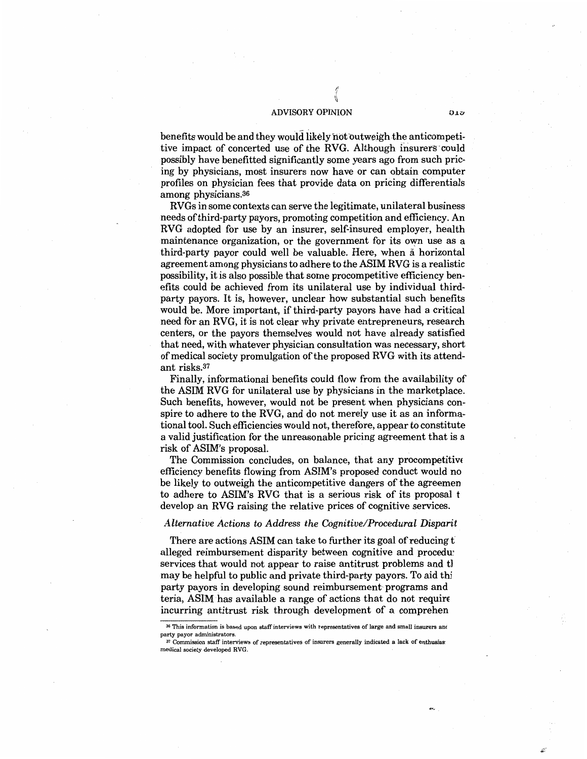benefits would be and they would likely not outweigh the anticompetitive impact of concerted use of the RVG. Although insurers could possibly have benefitted significantly some years ago from such pricing by physicians, most insurers now have or can obtain computer profiles on physician fees that provide data on pricing differentials among physicians.[36]

RVGs in some contexts can serve the legitimate, unilateral business needs of third-party payors, promoting competition and efficiency. An RVG adopted for use by an insurer, self-insured employer, health maintenance organization, or the government for its own use as a third-party payor could well be valuable. Here, when a horizontal agreement among physicians to adhere to the ASIM RVG is a realistic possibility, it is also possible that some procompetitive efficiency benefits could be achieved from its unilateral use by individual third-party payors. It is, however, unclear how substantial such benefits would be. More important, if third-party payors have had a critical need for an RVG, it is not clear why private entrepreneurs, research centers, or the payors themselves would not have already satisfied that need, with whatever physician consultation was necessary, short of medical society promulgation of the proposed RVG with its attendant risks.[37]

Finally, informational benefits could flow from the availability of the ASIM RVG for unilateral use by physicians in the marketplace. Such benefits, however, would not be present when physicians conspire to adhere to the RVG, and do not merely use it as an informational tool. Such efficiencies would not, therefore, appear to constitute a valid justification for the unreasonable pricing agreement that is a risk of ASIM's proposal.

The Commission concludes, on balance, that any procompetitive efficiency benefits flowing from ASIM's proposed conduct would no be likely to outweigh the anticompetitive dangers of the agreemen to adhere to ASIM's RVG that is a serious risk of its proposal t develop an RVG raising the relative prices of cognitive services.

### *Alternative Actions to Address the Cognitive/Procedural Disparit*

There are actions ASIM can take to further its goal of reducing t alleged reimbursement disparity between cognitive and procedu services that would not appear to raise antitrust problems and tl may be helpful to public and private third-party payors. To aid thi party payors in developing sound reimbursement programs and teria, ASIM has available a range of actions that do not require incurring antitrust risk through development of a comprehen

---

[36] This information is based upon staff interviews with representatives of large and small insurers anc party payor administrators.

[37] Commission staff interviews of representatives of insurers generally indicated a lack of enthusias medical society developed RVG.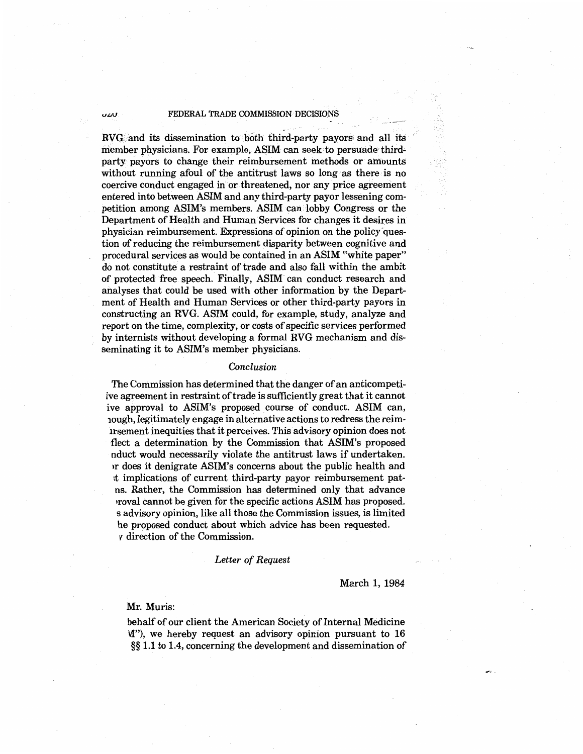RVG and its dissemination to both third-party payors and all its member physicians. For example, ASIM can seek to persuade third-party payors to change their reimbursement methods or amounts without running afoul of the antitrust laws so long as there is no coercive conduct engaged in or threatened, nor any price agreement entered into between ASIM and any third-party payor lessening competition among ASIM's members. ASIM can lobby Congress or the Department of Health and Human Services for changes it desires in physician reimbursement. Expressions of opinion on the policy question of reducing the reimbursement disparity between cognitive and procedural services as would be contained in an ASIM "white paper" do not constitute a restraint of trade and also fall within the ambit of protected free speech. Finally, ASIM can conduct research and analyses that could be used with other information by the Department of Health and Human Services or other third-party payors in constructing an RVG. ASIM could, for example, study, analyze and report on the time, complexity, or costs of specific services performed by internists without developing a formal RVG mechanism and disseminating it to ASIM's member physicians.

*Conclusion*

The Commission has determined that the danger of an anticompetitive agreement in restraint of trade is sufficiently great that it cannot ive approval to ASIM's proposed course of conduct. ASIM can, ıough, legitimately engage in alternative actions to redress the reimırsement inequities that it perceives. This advisory opinion does not flect a determination by the Commission that ASIM's proposed nduct would necessarily violate the antitrust laws if undertaken. ır does it denigrate ASIM's concerns about the public health and ıt implications of current third-party payor reimbursement patns. Rather, the Commission has determined only that advance roval cannot be given for the specific actions ASIM has proposed. s advisory opinion, like all those the Commission issues, is limited he proposed conduct about which advice has been requested.
y direction of the Commission.

*Letter of Request*

March 1, 1984

Mr. Muris:

behalf of our client the American Society of Internal Medicine M"), we hereby request an advisory opinion pursuant to 16 §§ 1.1 to 1.4, concerning the development and dissemination of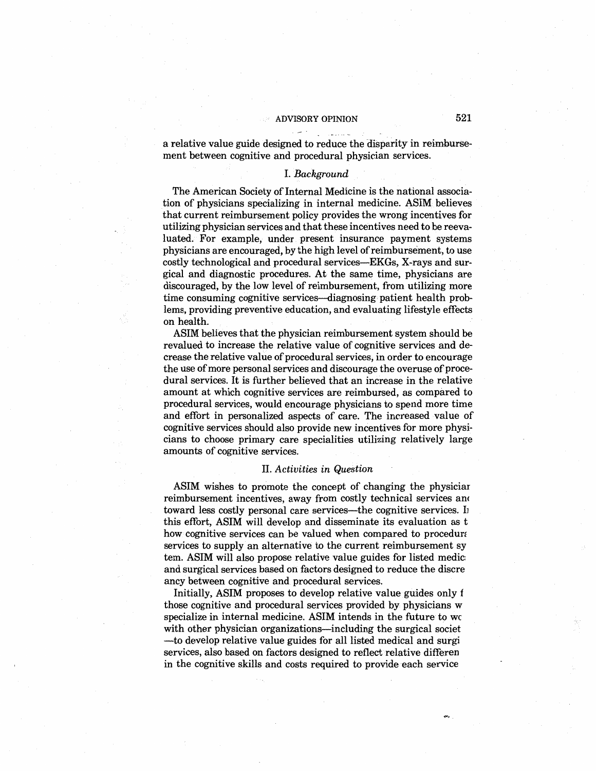a relative value guide designed to reduce the disparity in reimbursement between cognitive and procedural physician services.

## I. *Background*

The American Society of Internal Medicine is the national association of physicians specializing in internal medicine. ASIM believes that current reimbursement policy provides the wrong incentives for utilizing physician services and that these incentives need to be reevaluated. For example, under present insurance payment systems physicians are encouraged, by the high level of reimbursement, to use costly technological and procedural services—EKGs, X-rays and surgical and diagnostic procedures. At the same time, physicians are discouraged, by the low level of reimbursement, from utilizing more time consuming cognitive services—diagnosing patient health problems, providing preventive education, and evaluating lifestyle effects on health.

ASIM believes that the physician reimbursement system should be revalued to increase the relative value of cognitive services and decrease the relative value of procedural services, in order to encourage the use of more personal services and discourage the overuse of procedural services. It is further believed that an increase in the relative amount at which cognitive services are reimbursed, as compared to procedural services, would encourage physicians to spend more time and effort in personalized aspects of care. The increased value of cognitive services should also provide new incentives for more physicians to choose primary care specialities utilizing relatively large amounts of cognitive services.

## II. *Activities in Question*

ASIM wishes to promote the concept of changing the physiciar reimbursement incentives, away from costly technical services an( toward less costly personal care services—the cognitive services. I) this effort, ASIM will develop and disseminate its evaluation as t how cognitive services can be valued when compared to procedur: services to supply an alternative to the current reimbursement sy tem. ASIM will also propose relative value guides for listed medic: and surgical services based on factors designed to reduce the discre ancy between cognitive and procedural services.

Initially, ASIM proposes to develop relative value guides only f those cognitive and procedural services provided by physicians w specialize in internal medicine. ASIM intends in the future to wc with other physician organizations—including the surgical societ —to develop relative value guides for all listed medical and surgi services, also based on factors designed to reflect relative differen in the cognitive skills and costs required to provide each service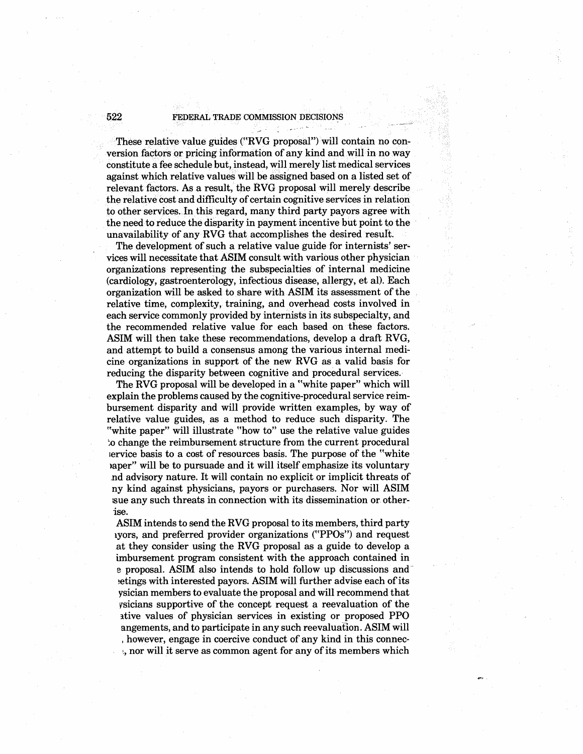These relative value guides ("RVG proposal") will contain no conversion factors or pricing information of any kind and will in no way constitute a fee schedule but, instead, will merely list medical services against which relative values will be assigned based on a listed set of relevant factors. As a result, the RVG proposal will merely describe the relative cost and difficulty of certain cognitive services in relation to other services. In this regard, many third party payors agree with the need to reduce the disparity in payment incentive but point to the unavailability of any RVG that accomplishes the desired result.

The development of such a relative value guide for internists' services will necessitate that ASIM consult with various other physician organizations representing the subspecialties of internal medicine (cardiology, gastroenterology, infectious disease, allergy, et al). Each organization will be asked to share with ASIM its assessment of the relative time, complexity, training, and overhead costs involved in each service commonly provided by internists in its subspecialty, and the recommended relative value for each based on these factors. ASIM will then take these recommendations, develop a draft RVG, and attempt to build a consensus among the various internal medicine organizations in support of the new RVG as a valid basis for reducing the disparity between cognitive and procedural services.

The RVG proposal will be developed in a "white paper" which will explain the problems caused by the cognitive-procedural service reimbursement disparity and will provide written examples, by way of relative value guides, as a method to reduce such disparity. The "white paper" will illustrate "how to" use the relative value guides to change the reimbursement structure from the current procedural service basis to a cost of resources basis. The purpose of the "white paper" will be to pursuade and it will itself emphasize its voluntary and advisory nature. It will contain no explicit or implicit threats of any kind against physicians, payors or purchasers. Nor will ASIM issue any such threats in connection with its dissemination or otherwise.

ASIM intends to send the RVG proposal to its members, third party payors, and preferred provider organizations ("PPOs") and request that they consider using the RVG proposal as a guide to develop a reimbursement program consistent with the approach contained in the proposal. ASIM also intends to hold follow up discussions and meetings with interested payors. ASIM will further advise each of its physician members to evaluate the proposal and will recommend that physicians supportive of the concept request a reevaluation of the relative values of physician services in existing or proposed PPO arrangements, and to participate in any such reevaluation. ASIM will not, however, engage in coercive conduct of any kind in this connection, nor will it serve as common agent for any of its members which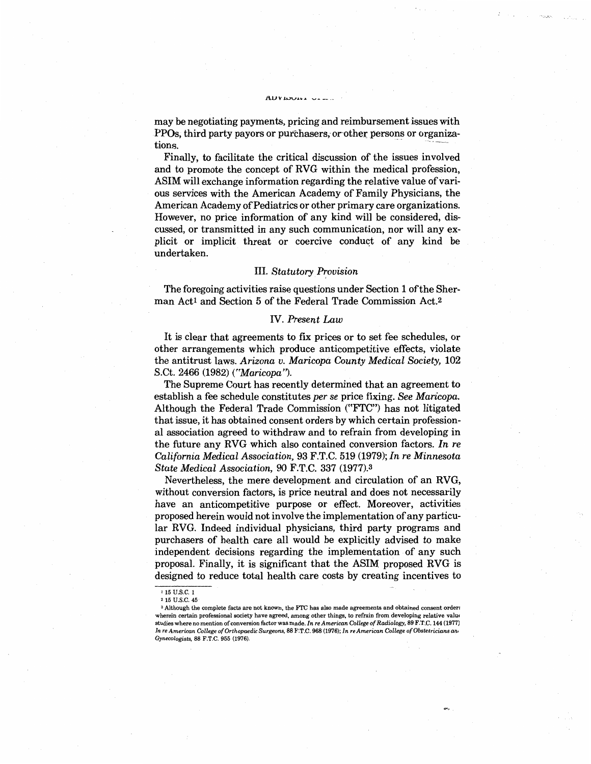may be negotiating payments, pricing and reimbursement issues with PPOs, third party payors or purchasers, or other persons or organizations.

Finally, to facilitate the critical discussion of the issues involved and to promote the concept of RVG within the medical profession, ASIM will exchange information regarding the relative value of various services with the American Academy of Family Physicians, the American Academy of Pediatrics or other primary care organizations. However, no price information of any kind will be considered, discussed, or transmitted in any such communication, nor will any explicit or implicit threat or coercive conduct of any kind be undertaken.

### III. *Statutory Provision*

The foregoing activities raise questions under Section 1 of the Sherman Act[1] and Section 5 of the Federal Trade Commission Act.[2]

### IV. *Present Law*

It is clear that agreements to fix prices or to set fee schedules, or other arrangements which produce anticompetitive effects, violate the antitrust laws. *Arizona v. Maricopa County Medical Society,* 102 S.Ct. 2466 (1982) (*"Maricopa"*).

The Supreme Court has recently determined that an agreement to establish a fee schedule constitutes *per se* price fixing. *See Maricopa.* Although the Federal Trade Commission ("FTC") has not litigated that issue, it has obtained consent orders by which certain professional association agreed to withdraw and to refrain from developing in the future any RVG which also contained conversion factors. *In re California Medical Association,* 93 F.T.C. 519 (1979); *In re Minnesota State Medical Association,* 90 F.T.C. 337 (1977).[3]

Nevertheless, the mere development and circulation of an RVG, without conversion factors, is price neutral and does not necessarily have an anticompetitive purpose or effect. Moreover, activities proposed herein would not involve the implementation of any particular RVG. Indeed individual physicians, third party programs and purchasers of health care all would be explicitly advised to make independent decisions regarding the implementation of any such proposal. Finally, it is significant that the ASIM proposed RVG is designed to reduce total health care costs by creating incentives to

---

[1] 15 U.S.C. 1

[2] 15 U.S.C. 45

[3] Although the complete facts are not known, the FTC has also made agreements and obtained consent orders wherein certain professional society have agreed, among other things, to refrain from developing relative value studies where no mention of conversion factor was made. *In re American College of Radiology,* 89 F.T.C. 144 (1977) *In re American College of Orthopaedic Surgeons,* 88 F.T.C. 968 (1976); *In re American College of Obstetricians and Gynecologists,* 88 F.T.C. 955 (1976).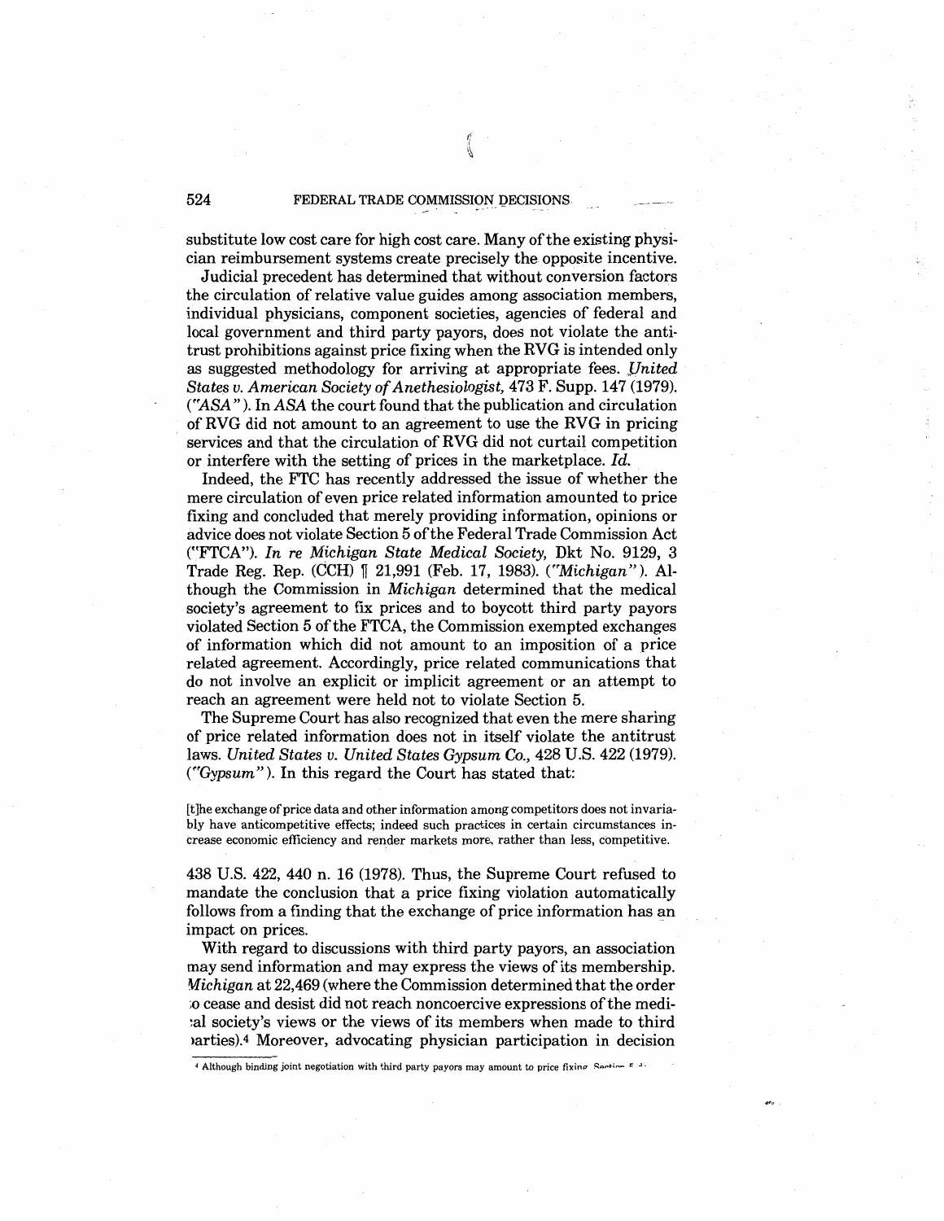substitute low cost care for high cost care. Many of the existing physician reimbursement systems create precisely the opposite incentive.

Judicial precedent has determined that without conversion factors the circulation of relative value guides among association members, individual physicians, component societies, agencies of federal and local government and third party payors, does not violate the antitrust prohibitions against price fixing when the RVG is intended only as suggested methodology for arriving at appropriate fees. *United States v. American Society of Anethesiologist,* 473 F. Supp. 147 (1979). (*"ASA"*). In *ASA* the court found that the publication and circulation of RVG did not amount to an agreement to use the RVG in pricing services and that the circulation of RVG did not curtail competition or interfere with the setting of prices in the marketplace. *Id.*

Indeed, the FTC has recently addressed the issue of whether the mere circulation of even price related information amounted to price fixing and concluded that merely providing information, opinions or advice does not violate Section 5 of the Federal Trade Commission Act ("FTCA"). *In re Michigan State Medical Society,* Dkt No. 9129, 3 Trade Reg. Rep. (CCH) ¶ 21,991 (Feb. 17, 1983). (*"Michigan"*). Although the Commission in *Michigan* determined that the medical society's agreement to fix prices and to boycott third party payors violated Section 5 of the FTCA, the Commission exempted exchanges of information which did not amount to an imposition of a price related agreement. Accordingly, price related communications that do not involve an explicit or implicit agreement or an attempt to reach an agreement were held not to violate Section 5.

The Supreme Court has also recognized that even the mere sharing of price related information does not in itself violate the antitrust laws. *United States v. United States Gypsum Co.,* 428 U.S. 422 (1979). (*"Gypsum"*). In this regard the Court has stated that:

> [t]he exchange of price data and other information among competitors does not invariably have anticompetitive effects; indeed such practices in certain circumstances increase economic efficiency and render markets more, rather than less, competitive.

438 U.S. 422, 440 n. 16 (1978). Thus, the Supreme Court refused to mandate the conclusion that a price fixing violation automatically follows from a finding that the exchange of price information has an impact on prices.

With regard to discussions with third party payors, an association may send information and may express the views of its membership. *Michigan* at 22,469 (where the Commission determined that the order to cease and desist did not reach noncoercive expressions of the medical society's views or the views of its members when made to third parties).[4] Moreover, advocating physician participation in decision

[4] Although binding joint negotiation with third party payors may amount to price fixing Section 5 ...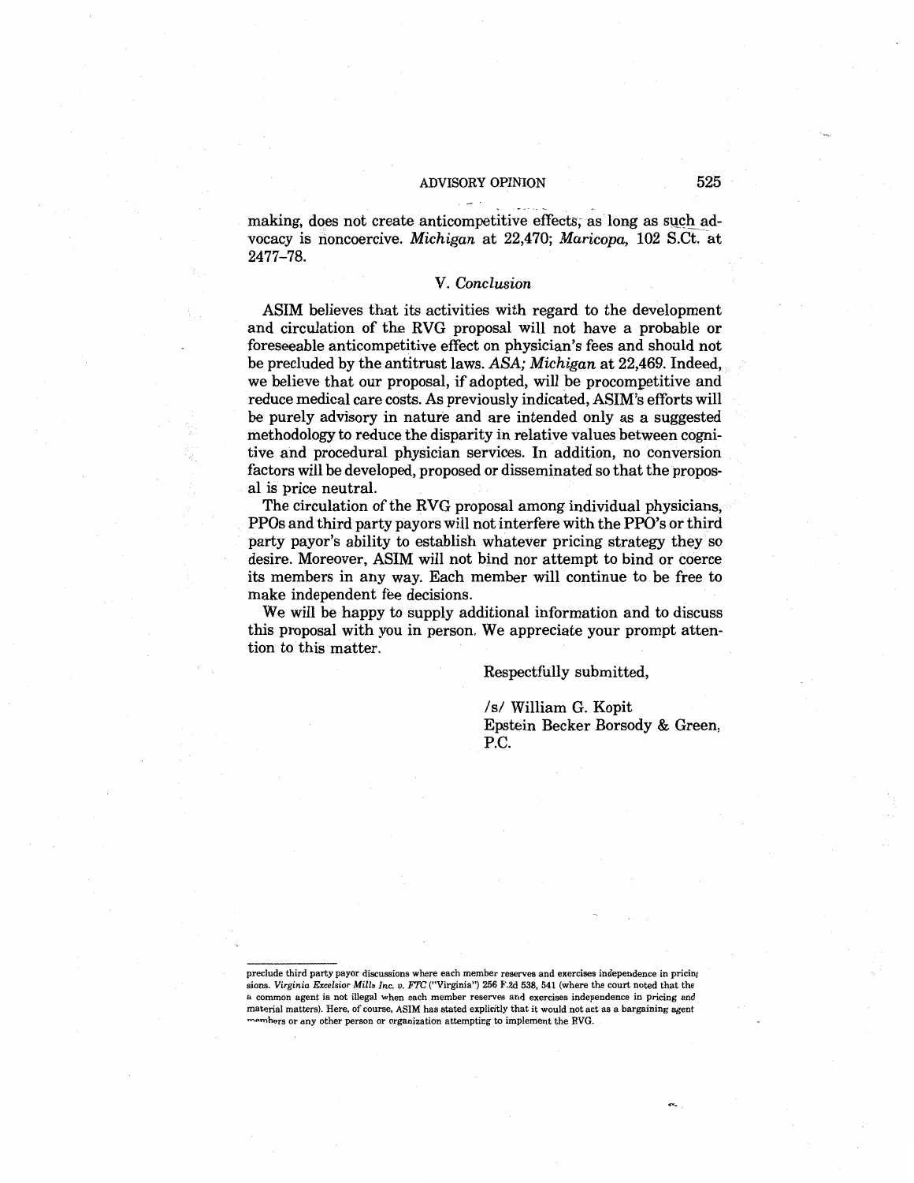making, does not create anticompetitive effects, as long as such advocacy is noncoercive. *Michigan* at 22,470; *Maricopa*, 102 S.Ct. at 2477–78.

### V. *Conclusion*

ASIM believes that its activities with regard to the development and circulation of the RVG proposal will not have a probable or foreseeable anticompetitive effect on physician's fees and should not be precluded by the antitrust laws. *ASA; Michigan* at 22,469. Indeed, we believe that our proposal, if adopted, will be procompetitive and reduce medical care costs. As previously indicated, ASIM's efforts will be purely advisory in nature and are intended only as a suggested methodology to reduce the disparity in relative values between cognitive and procedural physician services. In addition, no conversion factors will be developed, proposed or disseminated so that the proposal is price neutral.

The circulation of the RVG proposal among individual physicians, PPOs and third party payors will not interfere with the PPO's or third party payor's ability to establish whatever pricing strategy they so desire. Moreover, ASIM will not bind nor attempt to bind or coerce its members in any way. Each member will continue to be free to make independent fee decisions.

We will be happy to supply additional information and to discuss this proposal with you in person. We appreciate your prompt attention to this matter.

Respectfully submitted,

/s/ William G. Kopit
Epstein Becker Borsody & Green, P.C.

---

preclude third party payor discussions where each member reserves and exercises independence in pricin[g] [deci]sions. *Virginia Excelsior Mills Inc. v. FTC* ("Virginia") 256 F.2d 538, 541 (where the court noted that the [use of] a common agent is not illegal when each member reserves and exercises independence in pricing and [other] material matters). Here, of course, ASIM has stated explicitly that it would not act as a bargaining agent [for its] members or any other person or organization attempting to implement the RVG.